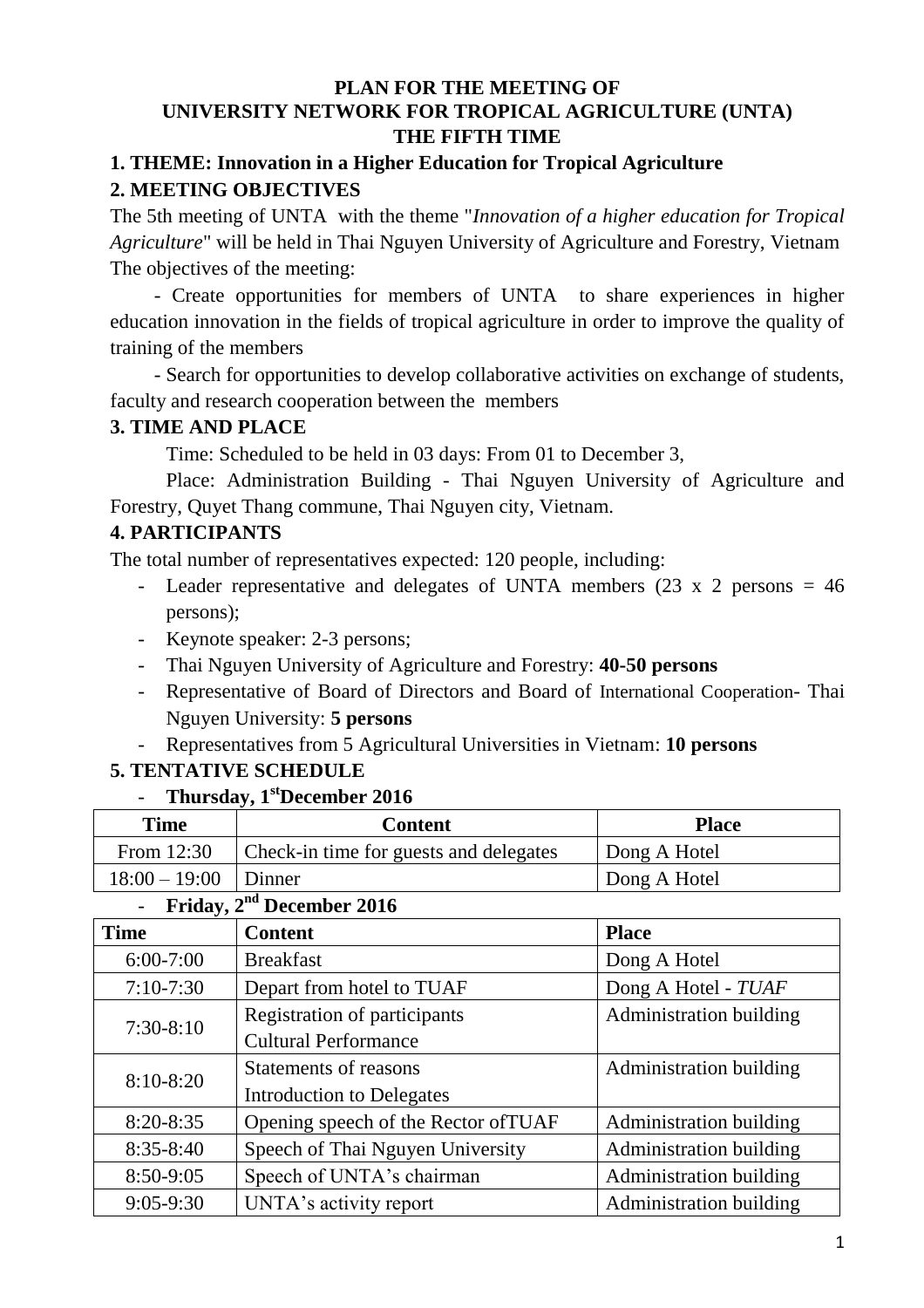# PLAN FOR THE MEETING OF
# UNIVERSITY NETWORK FOR TROPICAL AGRICULTURE (UNTA)
# THE FIFTH TIME

## 1. THEME: Innovation in a Higher Education for Tropical Agriculture

## 2. MEETING OBJECTIVES

The 5th meeting of UNTA with the theme "*Innovation of a higher education for Tropical Agriculture*" will be held in Thai Nguyen University of Agriculture and Forestry, Vietnam

The objectives of the meeting:

- Create opportunities for members of UNTA to share experiences in higher education innovation in the fields of tropical agriculture in order to improve the quality of training of the members
- Search for opportunities to develop collaborative activities on exchange of students, faculty and research cooperation between the members

## 3. TIME AND PLACE

Time: Scheduled to be held in 03 days: From 01 to December 3,

Place: Administration Building - Thai Nguyen University of Agriculture and Forestry, Quyet Thang commune, Thai Nguyen city, Vietnam.

## 4. PARTICIPANTS

The total number of representatives expected: 120 people, including:

- Leader representative and delegates of UNTA members (23 x 2 persons = 46 persons);
- Keynote speaker: 2-3 persons;
- Thai Nguyen University of Agriculture and Forestry: **40-50 persons**
- Representative of Board of Directors and Board of International Cooperation- Thai Nguyen University: **5 persons**
- Representatives from 5 Agricultural Universities in Vietnam: **10 persons**

## 5. TENTATIVE SCHEDULE

- **Thursday, 1st December 2016**

| Time | Content | Place |
|---|---|---|
| From 12:30 | Check-in time for guests and delegates | Dong A Hotel |
| 18:00 – 19:00 | Dinner | Dong A Hotel |

- **Friday, 2nd December 2016**

| Time | Content | Place |
|---|---|---|
| 6:00-7:00 | Breakfast | Dong A Hotel |
| 7:10-7:30 | Depart from hotel to TUAF | Dong A Hotel - *TUAF* |
| 7:30-8:10 | Registration of participants<br>Cultural Performance | Administration building |
| 8:10-8:20 | Statements of reasons<br>Introduction to Delegates | Administration building |
| 8:20-8:35 | Opening speech of the Rector ofTUAF | Administration building |
| 8:35-8:40 | Speech of Thai Nguyen University | Administration building |
| 8:50-9:05 | Speech of UNTA's chairman | Administration building |
| 9:05-9:30 | UNTA's activity report | Administration building |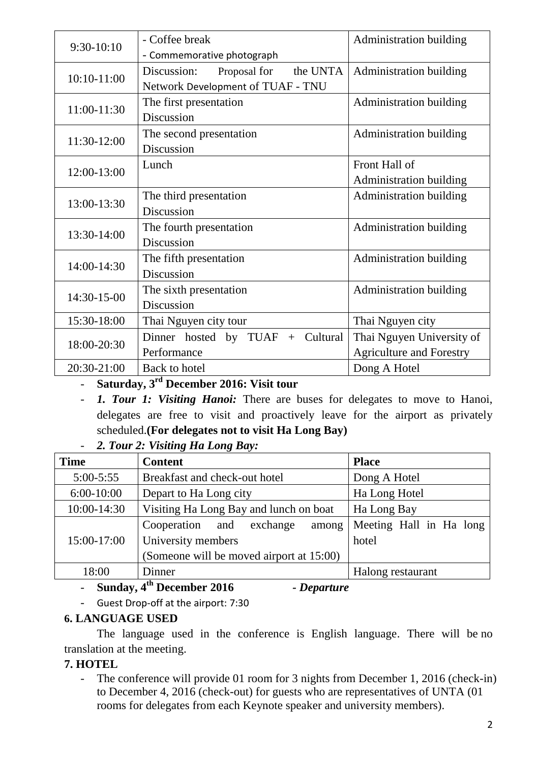| | | |
|---|---|---|
| 9:30-10:10 | - Coffee break<br>- Commemorative photograph | Administration building |
| 10:10-11:00 | Discussion: Proposal for the UNTA Network Development of TUAF - TNU | Administration building |
| 11:00-11:30 | The first presentation<br>Discussion | Administration building |
| 11:30-12:00 | The second presentation<br>Discussion | Administration building |
| 12:00-13:00 | Lunch | Front Hall of Administration building |
| 13:00-13:30 | The third presentation<br>Discussion | Administration building |
| 13:30-14:00 | The fourth presentation<br>Discussion | Administration building |
| 14:00-14:30 | The fifth presentation<br>Discussion | Administration building |
| 14:30-15-00 | The sixth presentation<br>Discussion | Administration building |
| 15:30-18:00 | Thai Nguyen city tour | Thai Nguyen city |
| 18:00-20:30 | Dinner hosted by TUAF + Cultural Performance | Thai Nguyen University of Agriculture and Forestry |
| 20:30-21:00 | Back to hotel | Dong A Hotel |

- **Saturday, 3rd December 2016: Visit tour**
- ***1. Tour 1: Visiting Hanoi:*** There are buses for delegates to move to Hanoi, delegates are free to visit and proactively leave for the airport as privately scheduled.**(For delegates not to visit Ha Long Bay)**
- ***2. Tour 2: Visiting Ha Long Bay:***

| Time | Content | Place |
|---|---|---|
| 5:00-5:55 | Breakfast and check-out hotel | Dong A Hotel |
| 6:00-10:00 | Depart to Ha Long city | Ha Long Hotel |
| 10:00-14:30 | Visiting Ha Long Bay and lunch on boat | Ha Long Bay |
| 15:00-17:00 | Cooperation and exchange among University members<br>(Someone will be moved airport at 15:00) | Meeting Hall in Ha long hotel |
| 18:00 | Dinner | Halong restaurant |

- **Sunday, 4th December 2016** ***- Departure***
- Guest Drop-off at the airport: 7:30

**6. LANGUAGE USED**

The language used in the conference is English language. There will be no translation at the meeting.

**7. HOTEL**

- The conference will provide 01 room for 3 nights from December 1, 2016 (check-in) to December 4, 2016 (check-out) for guests who are representatives of UNTA (01 rooms for delegates from each Keynote speaker and university members).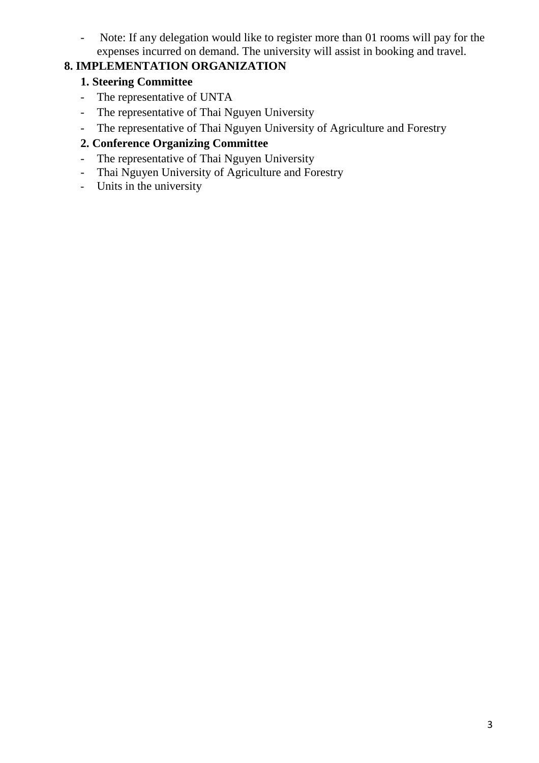- Note: If any delegation would like to register more than 01 rooms will pay for the expenses incurred on demand. The university will assist in booking and travel.

## 8. IMPLEMENTATION ORGANIZATION

### 1. Steering Committee

- The representative of UNTA
- The representative of Thai Nguyen University
- The representative of Thai Nguyen University of Agriculture and Forestry

### 2. Conference Organizing Committee

- The representative of Thai Nguyen University
- Thai Nguyen University of Agriculture and Forestry
- Units in the university